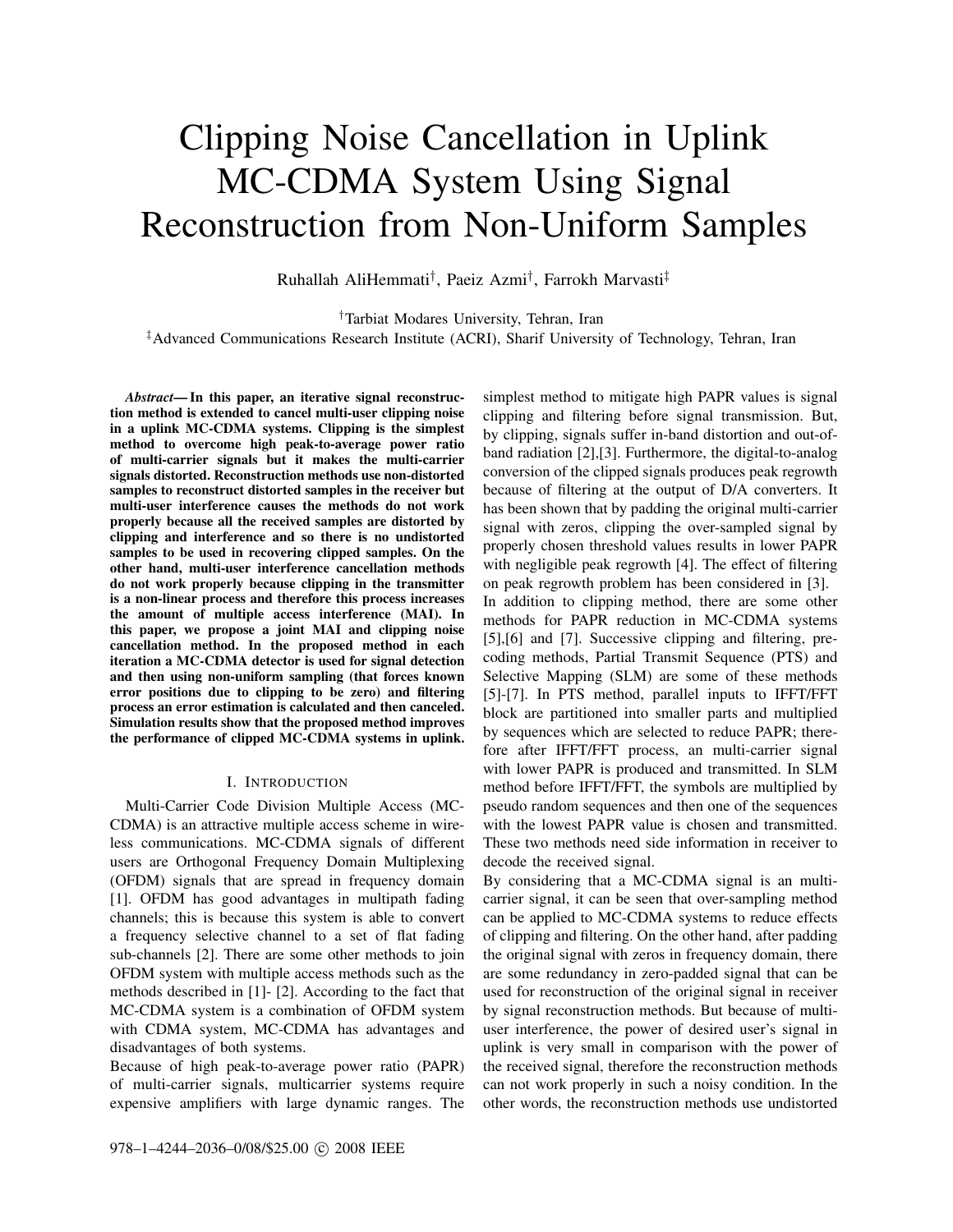# Clipping Noise Cancellation in Uplink MC-CDMA System Using Signal Reconstruction from Non-Uniform Samples

Ruhallah AliHemmati†, Paeiz Azmi†, Farrokh Marvasti‡

†Tarbiat Modares University, Tehran, Iran
‡Advanced Communications Research Institute (ACRI), Sharif University of Technology, Tehran, Iran

***Abstract*— In this paper, an iterative signal reconstruction method is extended to cancel multi-user clipping noise in a uplink MC-CDMA systems. Clipping is the simplest method to overcome high peak-to-average power ratio of multi-carrier signals but it makes the multi-carrier signals distorted. Reconstruction methods use non-distorted samples to reconstruct distorted samples in the receiver but multi-user interference causes the methods do not work properly because all the received samples are distorted by clipping and interference and so there is no undistorted samples to be used in recovering clipped samples. On the other hand, multi-user interference cancellation methods do not work properly because clipping in the transmitter is a non-linear process and therefore this process increases the amount of multiple access interference (MAI). In this paper, we propose a joint MAI and clipping noise cancellation method. In the proposed method in each iteration a MC-CDMA detector is used for signal detection and then using non-uniform sampling (that forces known error positions due to clipping to be zero) and filtering process an error estimation is calculated and then canceled. Simulation results show that the proposed method improves the performance of clipped MC-CDMA systems in uplink.**

## I. Introduction

Multi-Carrier Code Division Multiple Access (MC-CDMA) is an attractive multiple access scheme in wireless communications. MC-CDMA signals of different users are Orthogonal Frequency Domain Multiplexing (OFDM) signals that are spread in frequency domain [1]. OFDM has good advantages in multipath fading channels; this is because this system is able to convert a frequency selective channel to a set of flat fading sub-channels [2]. There are some other methods to join OFDM system with multiple access methods such as the methods described in [1]- [2]. According to the fact that MC-CDMA system is a combination of OFDM system with CDMA system, MC-CDMA has advantages and disadvantages of both systems.

Because of high peak-to-average power ratio (PAPR) of multi-carrier signals, multicarrier systems require expensive amplifiers with large dynamic ranges. The simplest method to mitigate high PAPR values is signal clipping and filtering before signal transmission. But, by clipping, signals suffer in-band distortion and out-of-band radiation [2],[3]. Furthermore, the digital-to-analog conversion of the clipped signals produces peak regrowth because of filtering at the output of D/A converters. It has been shown that by padding the original multi-carrier signal with zeros, clipping the over-sampled signal by properly chosen threshold values results in lower PAPR with negligible peak regrowth [4]. The effect of filtering on peak regrowth problem has been considered in [3].

In addition to clipping method, there are some other methods for PAPR reduction in MC-CDMA systems [5],[6] and [7]. Successive clipping and filtering, precoding methods, Partial Transmit Sequence (PTS) and Selective Mapping (SLM) are some of these methods [5]-[7]. In PTS method, parallel inputs to IFFT/FFT block are partitioned into smaller parts and multiplied by sequences which are selected to reduce PAPR; therefore after IFFT/FFT process, an multi-carrier signal with lower PAPR is produced and transmitted. In SLM method before IFFT/FFT, the symbols are multiplied by pseudo random sequences and then one of the sequences with the lowest PAPR value is chosen and transmitted. These two methods need side information in receiver to decode the received signal.

By considering that a MC-CDMA signal is an multi-carrier signal, it can be seen that over-sampling method can be applied to MC-CDMA systems to reduce effects of clipping and filtering. On the other hand, after padding the original signal with zeros in frequency domain, there are some redundancy in zero-padded signal that can be used for reconstruction of the original signal in receiver by signal reconstruction methods. But because of multi-user interference, the power of desired user's signal in uplink is very small in comparison with the power of the received signal, therefore the reconstruction methods can not work properly in such a noisy condition. In the other words, the reconstruction methods use undistorted

978–1–4244–2036–0/08/$25.00 © 2008 IEEE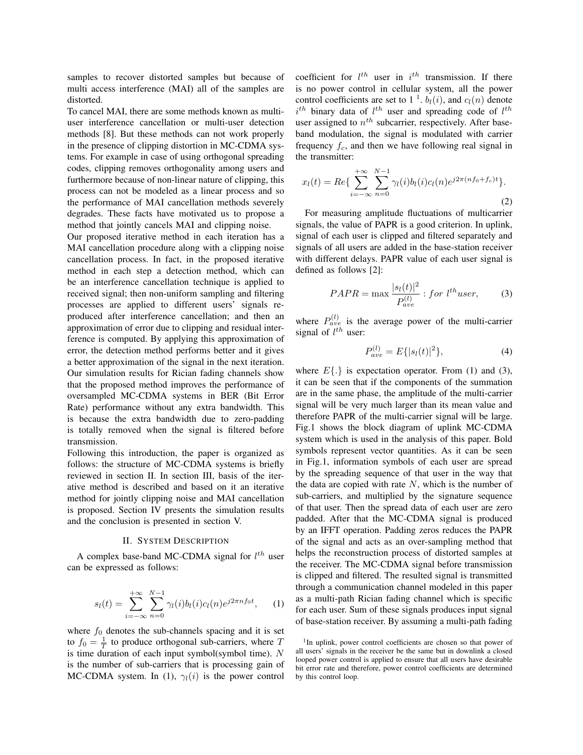samples to recover distorted samples but because of multi access interference (MAI) all of the samples are distorted.

To cancel MAI, there are some methods known as multi-user interference cancellation or multi-user detection methods [8]. But these methods can not work properly in the presence of clipping distortion in MC-CDMA systems. For example in case of using orthogonal spreading codes, clipping removes orthogonality among users and furthermore because of non-linear nature of clipping, this process can not be modeled as a linear process and so the performance of MAI cancellation methods severely degrades. These facts have motivated us to propose a method that jointly cancels MAI and clipping noise.

Our proposed iterative method in each iteration has a MAI cancellation procedure along with a clipping noise cancellation process. In fact, in the proposed iterative method in each step a detection method, which can be an interference cancellation technique is applied to received signal; then non-uniform sampling and filtering processes are applied to different users' signals reproduced after interference cancellation; and then an approximation of error due to clipping and residual interference is computed. By applying this approximation of error, the detection method performs better and it gives a better approximation of the signal in the next iteration. Our simulation results for Rician fading channels show that the proposed method improves the performance of oversampled MC-CDMA systems in BER (Bit Error Rate) performance without any extra bandwidth. This is because the extra bandwidth due to zero-padding is totally removed when the signal is filtered before transmission.

Following this introduction, the paper is organized as follows: the structure of MC-CDMA systems is briefly reviewed in section II. In section III, basis of the iterative method is described and based on it an iterative method for jointly clipping noise and MAI cancellation is proposed. Section IV presents the simulation results and the conclusion is presented in section V.

## II. System Description

A complex base-band MC-CDMA signal for $l^{th}$ user can be expressed as follows:

$$s_l(t) = \sum_{i=-\infty}^{+\infty} \sum_{n=0}^{N-1} \gamma_l(i) b_l(i) c_l(n) e^{j2\pi n f_0 t}, \qquad (1)$$

where $f_0$ denotes the sub-channels spacing and it is set to $f_0 = \frac{1}{T}$ to produce orthogonal sub-carriers, where $T$ is time duration of each input symbol(symbol time). $N$ is the number of sub-carriers that is processing gain of MC-CDMA system. In (1), $\gamma_l(i)$ is the power control coefficient for $l^{th}$ user in $i^{th}$ transmission. If there is no power control in cellular system, all the power control coefficients are set to 1 [1]. $b_l(i)$, and $c_l(n)$ denote $i^{th}$ binary data of $l^{th}$ user and spreading code of $l^{th}$ user assigned to $n^{th}$ subcarrier, respectively. After base-band modulation, the signal is modulated with carrier frequency $f_c$, and then we have following real signal in the transmitter:

$$x_l(t) = Re\{\sum_{i=-\infty}^{+\infty} \sum_{n=0}^{N-1} \gamma_l(i) b_l(i) c_l(n) e^{j2\pi(n f_0 + f_c)t}\}. \qquad (2)$$

For measuring amplitude fluctuations of multicarrier signals, the value of PAPR is a good criterion. In uplink, signal of each user is clipped and filtered separately and signals of all users are added in the base-station receiver with different delays. PAPR value of each user signal is defined as follows [2]:

$$PAPR = \max \frac{|s_l(t)|^2}{P_{ave}^{(l)}} : for\ l^{th} user, \qquad (3)$$

where $P_{ave}^{(l)}$ is the average power of the multi-carrier signal of $l^{th}$ user:

$$P_{ave}^{(l)} = E\{|s_l(t)|^2\}, \qquad (4)$$

where $E\{.\}$ is expectation operator. From (1) and (3), it can be seen that if the components of the summation are in the same phase, the amplitude of the multi-carrier signal will be very much larger than its mean value and therefore PAPR of the multi-carrier signal will be large. Fig.1 shows the block diagram of uplink MC-CDMA system which is used in the analysis of this paper. Bold symbols represent vector quantities. As it can be seen in Fig.1, information symbols of each user are spread by the spreading sequence of that user in the way that the data are copied with rate $N$, which is the number of sub-carriers, and multiplied by the signature sequence of that user. Then the spread data of each user are zero padded. After that the MC-CDMA signal is produced by an IFFT operation. Padding zeros reduces the PAPR of the signal and acts as an over-sampling method that helps the reconstruction process of distorted samples at the receiver. The MC-CDMA signal before transmission is clipped and filtered. The resulted signal is transmitted through a communication channel modeled in this paper as a multi-path Rician fading channel which is specific for each user. Sum of these signals produces input signal of base-station receiver. By assuming a multi-path fading

[1] In uplink, power control coefficients are chosen so that power of all users' signals in the receiver be the same but in downlink a closed looped power control is applied to ensure that all users have desirable bit error rate and therefore, power control coefficients are determined by this control loop.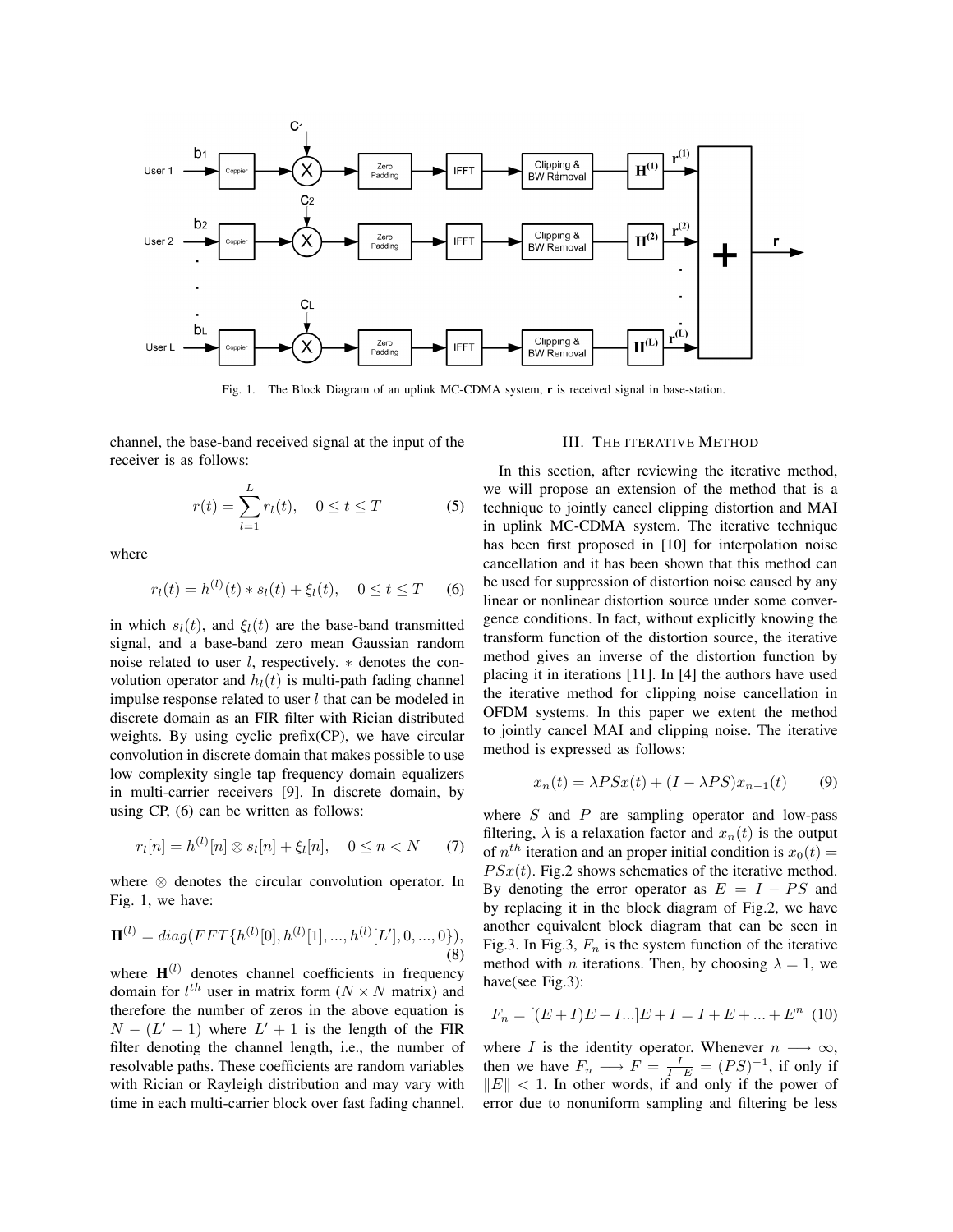Fig. 1. The Block Diagram of an uplink MC-CDMA system, **r** is received signal in base-station.

channel, the base-band received signal at the input of the receiver is as follows:

$$r(t) = \sum_{l=1}^{L} r_l(t), \quad 0 \le t \le T \tag{5}$$

where

$$r_l(t) = h^{(l)}(t) * s_l(t) + \xi_l(t), \quad 0 \le t \le T \tag{6}$$

in which $s_l(t)$, and $\xi_l(t)$ are the base-band transmitted signal, and a base-band zero mean Gaussian random noise related to user $l$, respectively. $*$ denotes the convolution operator and $h_l(t)$ is multi-path fading channel impulse response related to user $l$ that can be modeled in discrete domain as an FIR filter with Rician distributed weights. By using cyclic prefix(CP), we have circular convolution in discrete domain that makes possible to use low complexity single tap frequency domain equalizers in multi-carrier receivers [9]. In discrete domain, by using CP, (6) can be written as follows:

$$r_l[n] = h^{(l)}[n] \otimes s_l[n] + \xi_l[n], \quad 0 \le n < N \tag{7}$$

where $\otimes$ denotes the circular convolution operator. In Fig. 1, we have:

$$\mathbf{H}^{(l)} = diag(FFT\{h^{(l)}[0], h^{(l)}[1], ..., h^{(l)}[L'], 0, ..., 0\}), \tag{8}$$

where $\mathbf{H}^{(l)}$ denotes channel coefficients in frequency domain for $l^{th}$ user in matrix form ($N \times N$ matrix) and therefore the number of zeros in the above equation is $N - (L' + 1)$ where $L' + 1$ is the length of the FIR filter denoting the channel length, i.e., the number of resolvable paths. These coefficients are random variables with Rician or Rayleigh distribution and may vary with time in each multi-carrier block over fast fading channel.

## III. The iterative Method

In this section, after reviewing the iterative method, we will propose an extension of the method that is a technique to jointly cancel clipping distortion and MAI in uplink MC-CDMA system. The iterative technique has been first proposed in [10] for interpolation noise cancellation and it has been shown that this method can be used for suppression of distortion noise caused by any linear or nonlinear distortion source under some convergence conditions. In fact, without explicitly knowing the transform function of the distortion source, the iterative method gives an inverse of the distortion function by placing it in iterations [11]. In [4] the authors have used the iterative method for clipping noise cancellation in OFDM systems. In this paper we extent the method to jointly cancel MAI and clipping noise. The iterative method is expressed as follows:

$$x_n(t) = \lambda PSx(t) + (I - \lambda PS)x_{n-1}(t) \tag{9}$$

where $S$ and $P$ are sampling operator and low-pass filtering, $\lambda$ is a relaxation factor and $x_n(t)$ is the output of $n^{th}$ iteration and an proper initial condition is $x_0(t) = PSx(t)$. Fig.2 shows schematics of the iterative method. By denoting the error operator as $E = I - PS$ and by replacing it in the block diagram of Fig.2, we have another equivalent block diagram that can be seen in Fig.3. In Fig.3, $F_n$ is the system function of the iterative method with $n$ iterations. Then, by choosing $\lambda = 1$, we have(see Fig.3):

$$F_n = [(E + I)E + I...]E + I = I + E + ... + E^n \tag{10}$$

where $I$ is the identity operator. Whenever $n \longrightarrow \infty$, then we have $F_n \longrightarrow F = \frac{I}{I-E} = (PS)^{-1}$, if only if $\|E\| < 1$. In other words, if and only if the power of error due to nonuniform sampling and filtering be less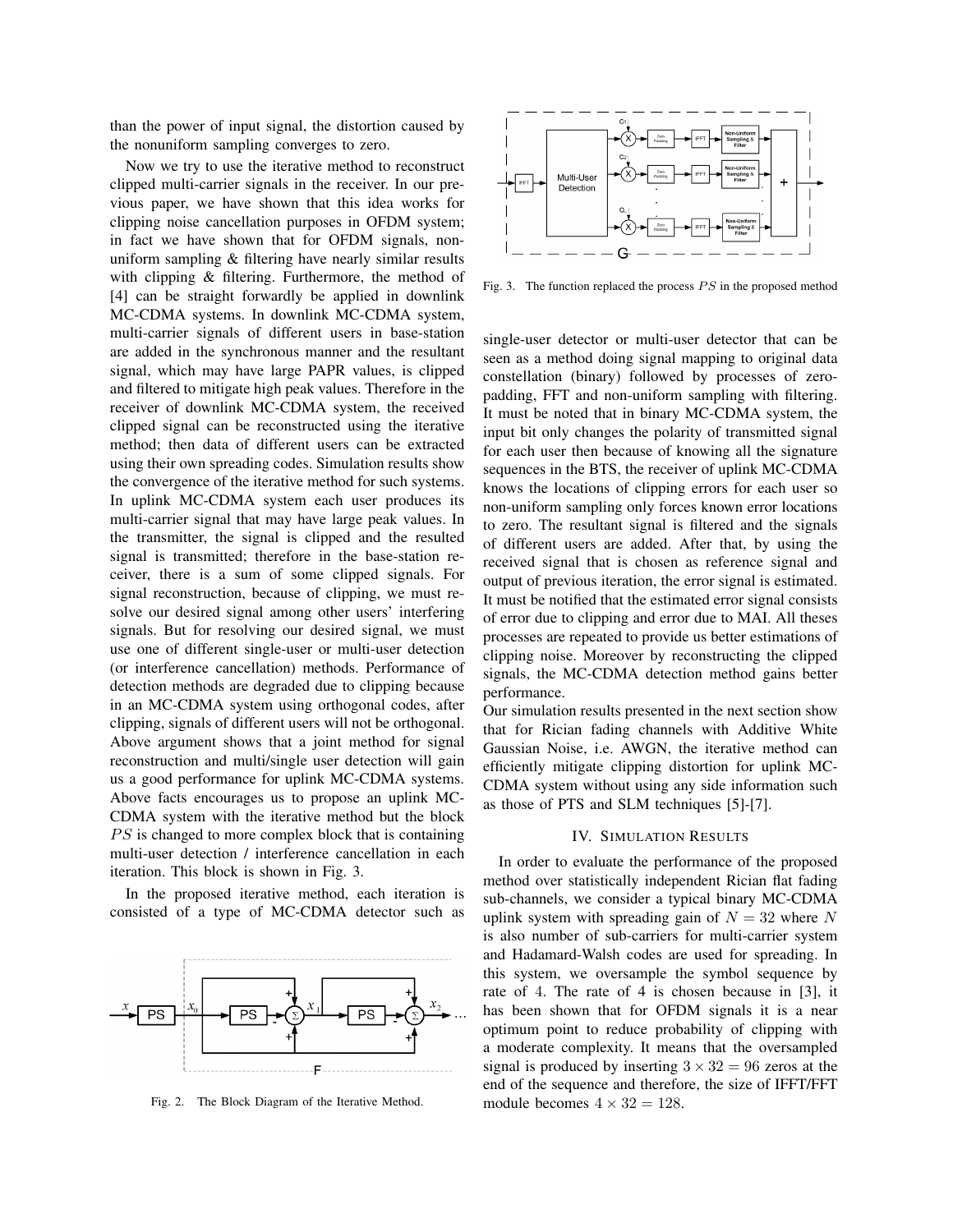than the power of input signal, the distortion caused by the nonuniform sampling converges to zero.

Now we try to use the iterative method to reconstruct clipped multi-carrier signals in the receiver. In our previous paper, we have shown that this idea works for clipping noise cancellation purposes in OFDM system; in fact we have shown that for OFDM signals, non-uniform sampling & filtering have nearly similar results with clipping & filtering. Furthermore, the method of [4] can be straight forwardly be applied in downlink MC-CDMA systems. In downlink MC-CDMA system, multi-carrier signals of different users in base-station are added in the synchronous manner and the resultant signal, which may have large PAPR values, is clipped and filtered to mitigate high peak values. Therefore in the receiver of downlink MC-CDMA system, the received clipped signal can be reconstructed using the iterative method; then data of different users can be extracted using their own spreading codes. Simulation results show the convergence of the iterative method for such systems. In uplink MC-CDMA system each user produces its multi-carrier signal that may have large peak values. In the transmitter, the signal is clipped and the resulted signal is transmitted; therefore in the base-station receiver, there is a sum of some clipped signals. For signal reconstruction, because of clipping, we must resolve our desired signal among other users' interfering signals. But for resolving our desired signal, we must use one of different single-user or multi-user detection (or interference cancellation) methods. Performance of detection methods are degraded due to clipping because in an MC-CDMA system using orthogonal codes, after clipping, signals of different users will not be orthogonal. Above argument shows that a joint method for signal reconstruction and multi/single user detection will gain us a good performance for uplink MC-CDMA systems. Above facts encourages us to propose an uplink MC-CDMA system with the iterative method but the block $PS$ is changed to more complex block that is containing multi-user detection / interference cancellation in each iteration. This block is shown in Fig. 3.

In the proposed iterative method, each iteration is consisted of a type of MC-CDMA detector such as single-user detector or multi-user detector that can be seen as a method doing signal mapping to original data constellation (binary) followed by processes of zero-padding, FFT and non-uniform sampling with filtering. It must be noted that in binary MC-CDMA system, the input bit only changes the polarity of transmitted signal for each user then because of knowing all the signature sequences in the BTS, the receiver of uplink MC-CDMA knows the locations of clipping errors for each user so non-uniform sampling only forces known error locations to zero. The resultant signal is filtered and the signals of different users are added. After that, by using the received signal that is chosen as reference signal and output of previous iteration, the error signal is estimated. It must be notified that the estimated error signal consists of error due to clipping and error due to MAI. All theses processes are repeated to provide us better estimations of clipping noise. Moreover by reconstructing the clipped signals, the MC-CDMA detection method gains better performance.

Fig. 2. The Block Diagram of the Iterative Method.

Fig. 3. The function replaced the process $PS$ in the proposed method

Our simulation results presented in the next section show that for Rician fading channels with Additive White Gaussian Noise, i.e. AWGN, the iterative method can efficiently mitigate clipping distortion for uplink MC-CDMA system without using any side information such as those of PTS and SLM techniques [5]-[7].

## IV. Simulation Results

In order to evaluate the performance of the proposed method over statistically independent Rician flat fading sub-channels, we consider a typical binary MC-CDMA uplink system with spreading gain of $N = 32$ where $N$ is also number of sub-carriers for multi-carrier system and Hadamard-Walsh codes are used for spreading. In this system, we oversample the symbol sequence by rate of 4. The rate of 4 is chosen because in [3], it has been shown that for OFDM signals it is a near optimum point to reduce probability of clipping with a moderate complexity. It means that the oversampled signal is produced by inserting $3 \times 32 = 96$ zeros at the end of the sequence and therefore, the size of IFFT/FFT module becomes $4 \times 32 = 128$.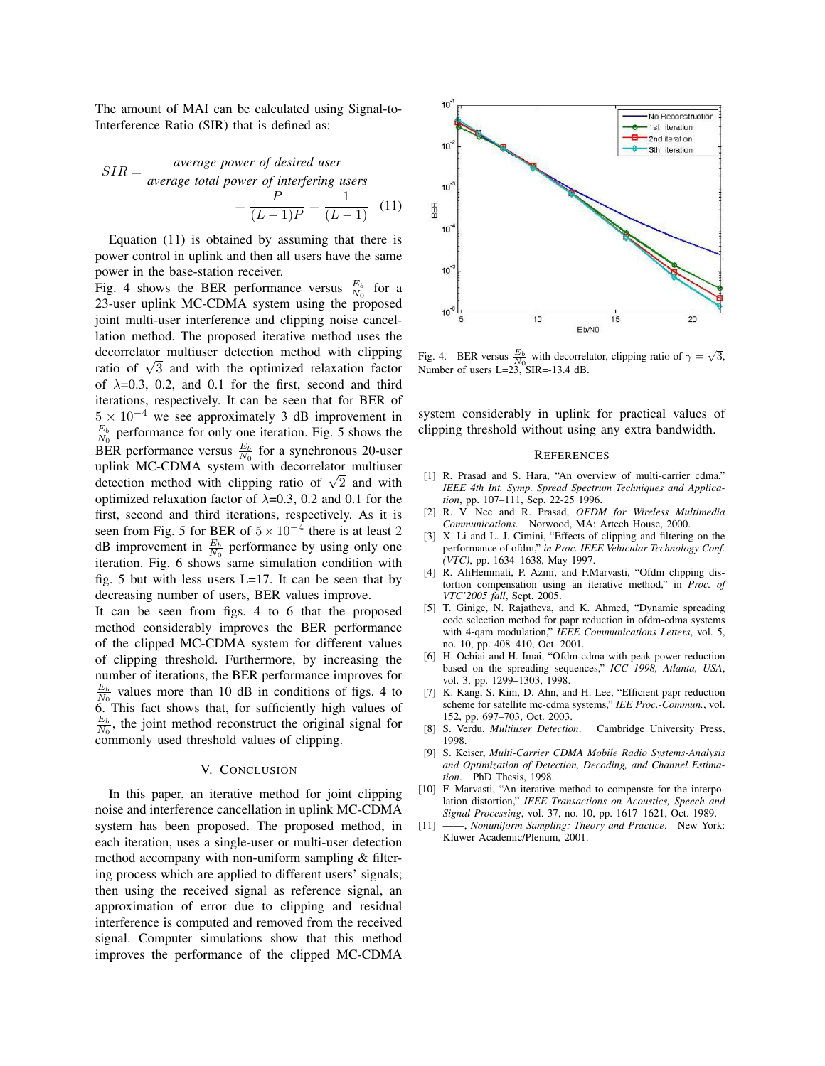The amount of MAI can be calculated using Signal-to-Interference Ratio (SIR) that is defined as:

$$SIR = \frac{\textit{average power of desired user}}{\textit{average total power of interfering users}} = \frac{P}{(L-1)P} = \frac{1}{(L-1)} \quad (11)$$

Equation (11) is obtained by assuming that there is power control in uplink and then all users have the same power in the base-station receiver.

Fig. 4 shows the BER performance versus $\frac{E_b}{N_0}$ for a 23-user uplink MC-CDMA system using the proposed joint multi-user interference and clipping noise cancellation method. The proposed iterative method uses the decorrelator multiuser detection method with clipping ratio of $\sqrt{3}$ and with the optimized relaxation factor of $\lambda$=0.3, 0.2, and 0.1 for the first, second and third iterations, respectively. It can be seen that for BER of $5 \times 10^{-4}$ we see approximately 3 dB improvement in $\frac{E_b}{N_0}$ performance for only one iteration. Fig. 5 shows the BER performance versus $\frac{E_b}{N_0}$ for a synchronous 20-user uplink MC-CDMA system with decorrelator multiuser detection method with clipping ratio of $\sqrt{2}$ and with optimized relaxation factor of $\lambda$=0.3, 0.2 and 0.1 for the first, second and third iterations, respectively. As it is seen from Fig. 5 for BER of $5 \times 10^{-4}$ there is at least 2 dB improvement in $\frac{E_b}{N_0}$ performance by using only one iteration. Fig. 6 shows same simulation condition with fig. 5 but with less users L=17. It can be seen that by decreasing number of users, BER values improve.

It can be seen from figs. 4 to 6 that the proposed method considerably improves the BER performance of the clipped MC-CDMA system for different values of clipping threshold. Furthermore, by increasing the number of iterations, the BER performance improves for $\frac{E_b}{N_0}$ values more than 10 dB in conditions of figs. 4 to 6. This fact shows that, for sufficiently high values of $\frac{E_b}{N_0}$, the joint method reconstruct the original signal for commonly used threshold values of clipping.

Fig. 4. BER versus $\frac{E_b}{N_0}$ with decorrelator, clipping ratio of $\gamma = \sqrt{3}$, Number of users L=23, SIR=-13.4 dB.

## V. Conclusion

In this paper, an iterative method for joint clipping noise and interference cancellation in uplink MC-CDMA system has been proposed. The proposed method, in each iteration, uses a single-user or multi-user detection method accompany with non-uniform sampling & filtering process which are applied to different users' signals; then using the received signal as reference signal, an approximation of error due to clipping and residual interference is computed and removed from the received signal. Computer simulations show that this method improves the performance of the clipped MC-CDMA system considerably in uplink for practical values of clipping threshold without using any extra bandwidth.

## References

[1] R. Prasad and S. Hara, "An overview of multi-carrier cdma," *IEEE 4th Int. Symp. Spread Spectrum Techniques and Application*, pp. 107–111, Sep. 22-25 1996.

[2] R. V. Nee and R. Prasad, *OFDM for Wireless Multimedia Communications*. Norwood, MA: Artech House, 2000.

[3] X. Li and L. J. Cimini, "Effects of clipping and filtering on the performance of ofdm," *in Proc. IEEE Vehicular Technology Conf. (VTC)*, pp. 1634–1638, May 1997.

[4] R. AliHemmati, P. Azmi, and F.Marvasti, "Ofdm clipping distortion compensation using an iterative method," in *Proc. of VTC'2005 fall*, Sept. 2005.

[5] T. Ginige, N. Rajatheva, and K. Ahmed, "Dynamic spreading code selection method for papr reduction in ofdm-cdma systems with 4-qam modulation," *IEEE Communications Letters*, vol. 5, no. 10, pp. 408–410, Oct. 2001.

[6] H. Ochiai and H. Imai, "Ofdm-cdma with peak power reduction based on the spreading sequences," *ICC 1998, Atlanta, USA*, vol. 3, pp. 1299–1303, 1998.

[7] K. Kang, S. Kim, D. Ahn, and H. Lee, "Efficient papr reduction scheme for satellite mc-cdma systems," *IEE Proc.-Commun.*, vol. 152, pp. 697–703, Oct. 2003.

[8] S. Verdu, *Multiuser Detection*. Cambridge University Press, 1998.

[9] S. Keiser, *Multi-Carrier CDMA Mobile Radio Systems-Analysis and Optimization of Detection, Decoding, and Channel Estimation*. PhD Thesis, 1998.

[10] F. Marvasti, "An iterative method to compenste for the interpolation distortion," *IEEE Transactions on Acoustics, Speech and Signal Processing*, vol. 37, no. 10, pp. 1617–1621, Oct. 1989.

[11] ——, *Nonuniform Sampling: Theory and Practice*. New York: Kluwer Academic/Plenum, 2001.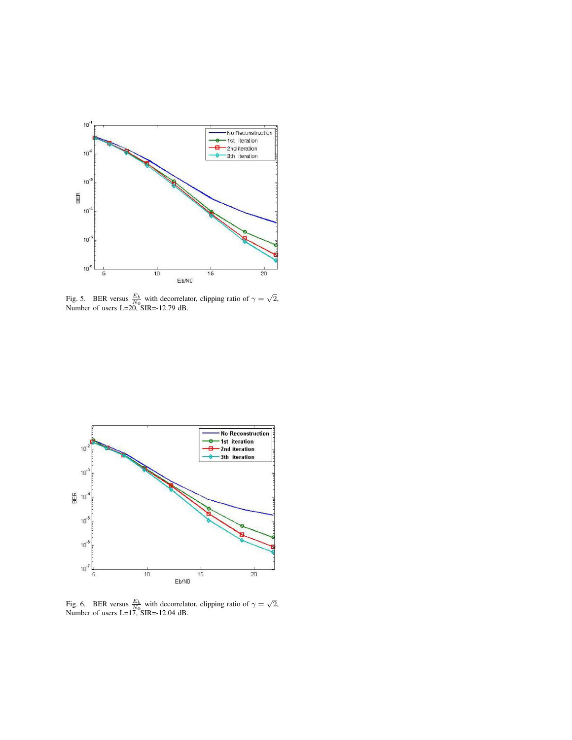$10^{-1}$
$10^{-2}$
$10^{-3}$
$10^{-4}$
$10^{-5}$
$10^{-6}$
BER
5
10
15
20
Eb/N0
No Reconstruction
1st iteration
2nd iteration
3th iteration

Fig. 5. BER versus $\frac{E_b}{N_0}$ with decorrelator, clipping ratio of $\gamma = \sqrt{2}$, Number of users L=20, SIR=-12.79 dB.

$10^{-2}$
$10^{-3}$
$10^{-4}$
$10^{-5}$
$10^{-6}$
$10^{-7}$
BER
5
10
15
20
Eb/N0
No Reconstruction
1st iteration
2nd iteration
3th iteration

Fig. 6. BER versus $\frac{E_b}{N_0}$ with decorrelator, clipping ratio of $\gamma = \sqrt{2}$, Number of users L=17, SIR=-12.04 dB.